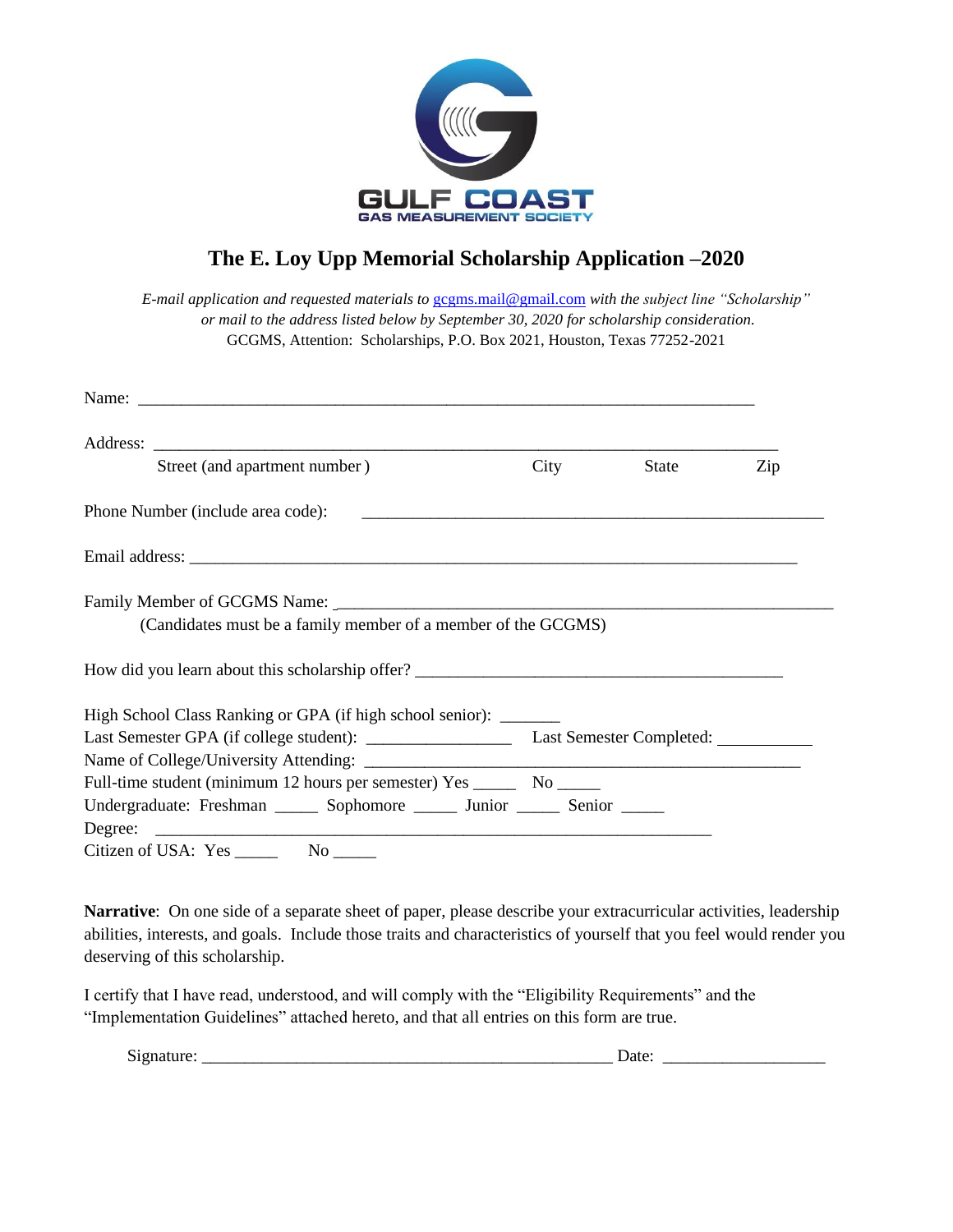GULF COAST
GAS MEASUREMENT SOCIETY

# The E. Loy Upp Memorial Scholarship Application –2020

*E-mail application and requested materials to* gcgms.mail@gmail.com *with the subject line "Scholarship" or mail to the address listed below by September 30, 2020 for scholarship consideration.*
GCGMS, Attention: Scholarships, P.O. Box 2021, Houston, Texas 77252-2021

Name: ___________________________________________________________________________

Address: ___________________________________________________________________________
Street (and apartment number) City State Zip

Phone Number (include area code): ________________________________________________________

Email address: ___________________________________________________________________________

Family Member of GCGMS Name: ____________________________________________________________
(Candidates must be a family member of a member of the GCGMS)

How did you learn about this scholarship offer? ___________________________________________

High School Class Ranking or GPA (if high school senior): _______
Last Semester GPA (if college student): ________________ Last Semester Completed: ___________
Name of College/University Attending: ______________________________________________________
Full-time student (minimum 12 hours per semester) Yes _____ No _____
Undergraduate: Freshman _____ Sophomore _____ Junior _____ Senior _____
Degree: ___________________________________________________________________________
Citizen of USA: Yes _____ No _____

**Narrative**: On one side of a separate sheet of paper, please describe your extracurricular activities, leadership abilities, interests, and goals. Include those traits and characteristics of yourself that you feel would render you deserving of this scholarship.

I certify that I have read, understood, and will comply with the "Eligibility Requirements" and the "Implementation Guidelines" attached hereto, and that all entries on this form are true.

Signature: ________________________________________________ Date: __________________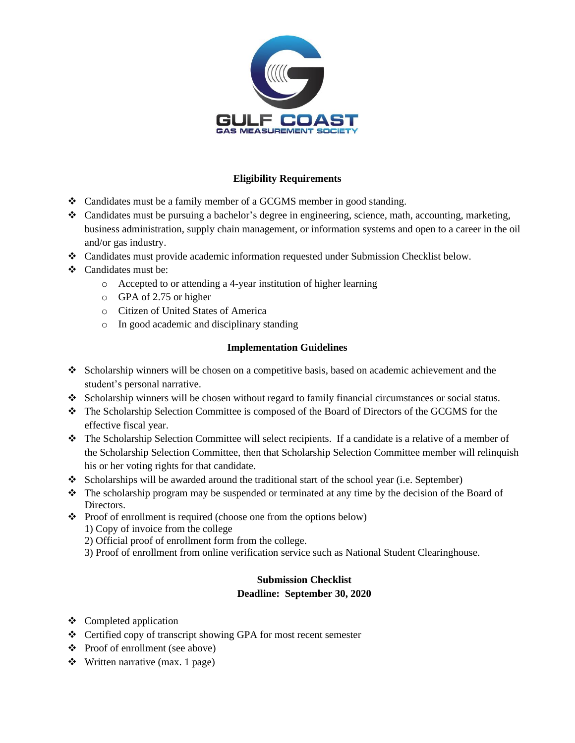GULF COAST
GAS MEASUREMENT SOCIETY

## Eligibility Requirements

- Candidates must be a family member of a GCGMS member in good standing.
- Candidates must be pursuing a bachelor's degree in engineering, science, math, accounting, marketing, business administration, supply chain management, or information systems and open to a career in the oil and/or gas industry.
- Candidates must provide academic information requested under Submission Checklist below.
- Candidates must be:
  - Accepted to or attending a 4-year institution of higher learning
  - GPA of 2.75 or higher
  - Citizen of United States of America
  - In good academic and disciplinary standing

## Implementation Guidelines

- Scholarship winners will be chosen on a competitive basis, based on academic achievement and the student's personal narrative.
- Scholarship winners will be chosen without regard to family financial circumstances or social status.
- The Scholarship Selection Committee is composed of the Board of Directors of the GCGMS for the effective fiscal year.
- The Scholarship Selection Committee will select recipients. If a candidate is a relative of a member of the Scholarship Selection Committee, then that Scholarship Selection Committee member will relinquish his or her voting rights for that candidate.
- Scholarships will be awarded around the traditional start of the school year (i.e. September)
- The scholarship program may be suspended or terminated at any time by the decision of the Board of Directors.
- Proof of enrollment is required (choose one from the options below)
  1) Copy of invoice from the college
  2) Official proof of enrollment form from the college.
  3) Proof of enrollment from online verification service such as National Student Clearinghouse.

## Submission Checklist
**Deadline: September 30, 2020**

- Completed application
- Certified copy of transcript showing GPA for most recent semester
- Proof of enrollment (see above)
- Written narrative (max. 1 page)